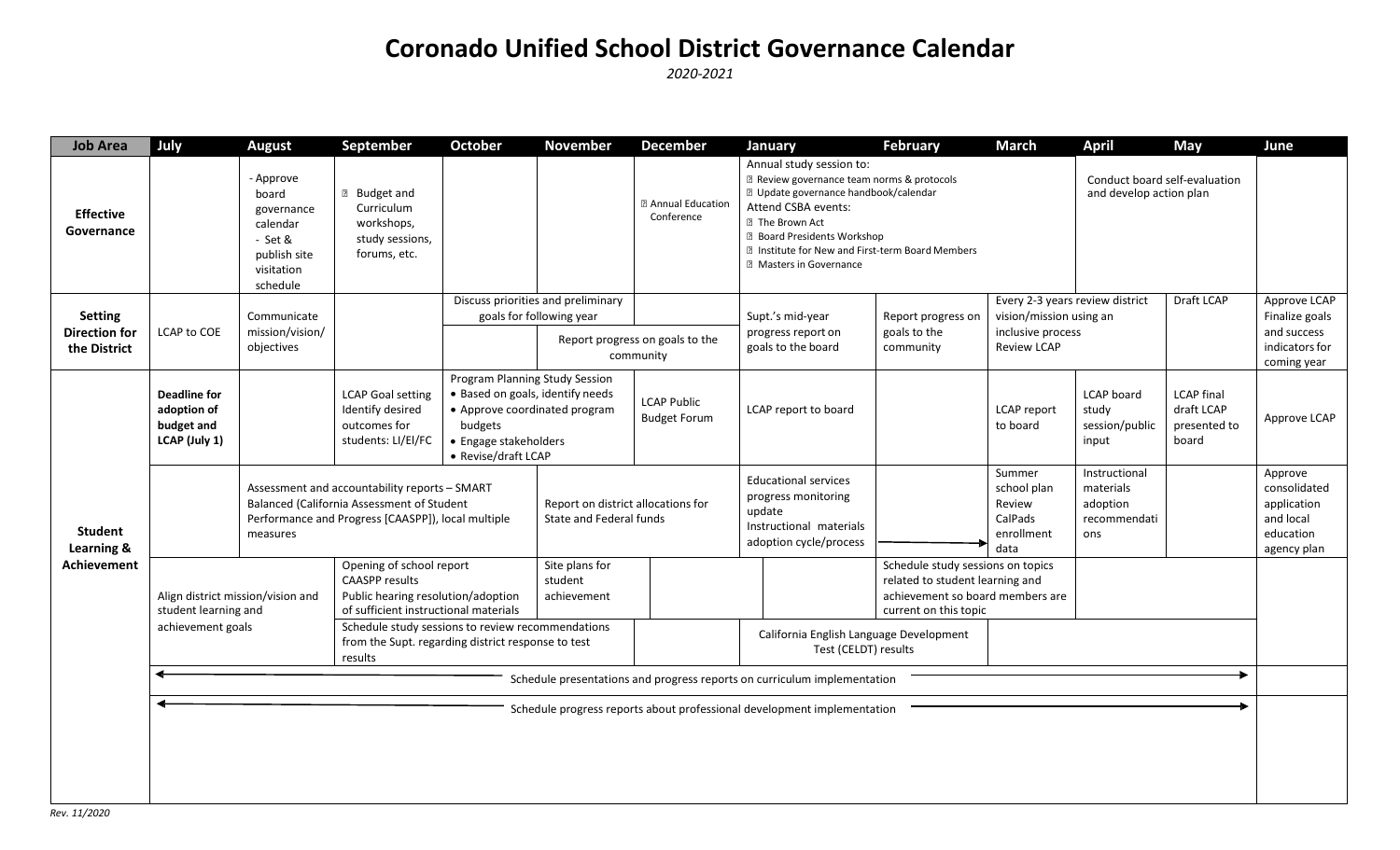# Coronado Unified School District Governance Calendar

*2020-2021*

| Job Area | July | August | September | October | November | December | January | February | March | April | May | June |
|---|---|---|---|---|---|---|---|---|---|---|---|---|
| **Effective Governance** | | - Approve board governance calendar<br>- Set & publish site visitation schedule | Budget and Curriculum workshops, study sessions, forums, etc. | | | Annual Education Conference | Annual study session to:<br>Review governance team norms & protocols<br>Update governance handbook/calendar<br>Attend CSBA events:<br>The Brown Act<br>Board Presidents Workshop<br>Institute for New and First-term Board Members<br>Masters in Governance | | | Conduct board self-evaluation and develop action plan | | |
| **Setting Direction for the District** | LCAP to COE | Communicate mission/vision/ objectives | | Discuss priorities and preliminary goals for following year | | | Supt.'s mid-year progress report on goals to the board | Report progress on goals to the community | Every 2-3 years review district vision/mission using an inclusive process<br>Review LCAP | | Draft LCAP | Approve LCAP<br>Finalize goals and success indicators for coming year |
| | | | | | Report progress on goals to the community | | | | | | | |
| **Student Learning & Achievement** | **Deadline for adoption of budget and LCAP (July 1)** | | LCAP Goal setting<br>Identify desired outcomes for students: LI/EI/FC | Program Planning Study Session<br>• Based on goals, identify needs<br>• Approve coordinated program budgets<br>• Engage stakeholders<br>• Revise/draft LCAP | | LCAP Public Budget Forum | LCAP report to board | | LCAP report to board | LCAP board study session/public input | LCAP final draft LCAP presented to board | Approve LCAP |
| | | Assessment and accountability reports – SMART Balanced (California Assessment of Student Performance and Progress [CAASPP]), local multiple measures | | | Report on district allocations for State and Federal funds | | Educational services progress monitoring update<br>Instructional materials adoption cycle/process | → | Summer school plan Review<br>CalPads enrollment data | Instructional materials adoption recommendations | | Approve consolidated application and local education agency plan |
| | Align district mission/vision and student learning and achievement goals | | Opening of school report<br>CAASPP results<br>Public hearing resolution/adoption of sufficient instructional materials | | Site plans for student achievement | | | Schedule study sessions on topics related to student learning and achievement so board members are current on this topic | | | | |
| | | | Schedule study sessions to review recommendations from the Supt. regarding district response to test results | | | | California English Language Development Test (CELDT) results | | | | | |
| | ← Schedule presentations and progress reports on curriculum implementation → | | | | | | | | | | | |
| | ← Schedule progress reports about professional development implementation → | | | | | | | | | | | |

*Rev. 11/2020*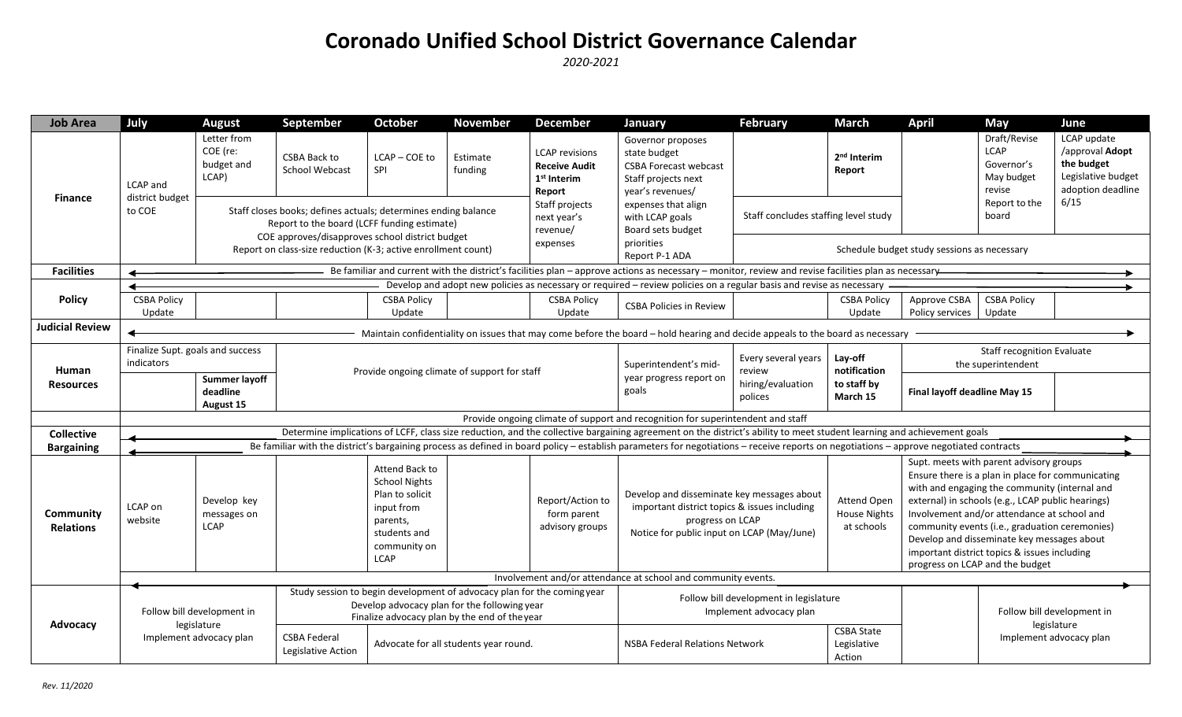# Coronado Unified School District Governance Calendar

*2020-2021*

| Job Area | July | August | September | October | November | December | January | February | March | April | May | June |
|---|---|---|---|---|---|---|---|---|---|---|---|---|
| **Finance** | LCAP and district budget to COE | Letter from COE (re: budget and LCAP) | CSBA Back to School Webcast | LCAP – COE to SPI | Estimate funding | LCAP revisions **Receive Audit 1st Interim Report** Staff projects next year's revenue/ expenses | Governor proposes state budget CSBA Forecast webcast Staff projects next year's revenues/ expenses that align with LCAP goals Board sets budget priorities Report P-1 ADA | | **2nd Interim Report** | | Draft/Revise LCAP Governor's May budget revise Report to the board | LCAP update /approval **Adopt the budget** Legislative budget adoption deadline 6/15 |
| | | Staff closes books; defines actuals; determines ending balance Report to the board (LCFF funding estimate) COE approves/disapproves school district budget Report on class-size reduction (K-3; active enrollment count) | | | | | | Staff concludes staffing level study | | | | |
| | | | | | | | | Schedule budget study sessions as necessary | | | | |
| **Facilities** | Be familiar and current with the district's facilities plan – approve actions as necessary – monitor, review and revise facilities plan as necessary | | | | | | | | | | | |
| **Policy** | Develop and adopt new policies as necessary or required – review policies on a regular basis and revise as necessary | | | | | | | | | | | |
| | CSBA Policy Update | | | CSBA Policy Update | | CSBA Policy Update | CSBA Policies in Review | | CSBA Policy Update | Approve CSBA Policy services | CSBA Policy Update | |
| **Judicial Review** | Maintain confidentiality on issues that may come before the board – hold hearing and decide appeals to the board as necessary | | | | | | | | | | | |
| **Human Resources** | Finalize Supt. goals and success indicators | | Provide ongoing climate of support for staff | | | | Superintendent's mid-year progress report on goals | Every several years review hiring/evaluation polices | **Lay-off notification to staff by March 15** | Staff recognition Evaluate the superintendent | | |
| | | **Summer layoff deadline August 15** | | | | | | | | **Final layoff deadline May 15** | | |
| | Provide ongoing climate of support and recognition for superintendent and staff | | | | | | | | | | | |
| **Collective Bargaining** | Determine implications of LCFF, class size reduction, and the collective bargaining agreement on the district's ability to meet student learning and achievement goals | | | | | | | | | | | |
| | Be familiar with the district's bargaining process as defined in board policy – establish parameters for negotiations – receive reports on negotiations – approve negotiated contracts | | | | | | | | | | | |
| **Community Relations** | LCAP on website | Develop key messages on LCAP | | Attend Back to School Nights Plan to solicit input from parents, students and community on LCAP | | Report/Action to form parent advisory groups | Develop and disseminate key messages about important district topics & issues including progress on LCAP Notice for public input on LCAP (May/June) | | Attend Open House Nights at schools | Supt. meets with parent advisory groups Ensure there is a plan in place for communicating with and engaging the community (internal and external) in schools (e.g., LCAP public hearings) Involvement and/or attendance at school and community events (i.e., graduation ceremonies) Develop and disseminate key messages about important district topics & issues including progress on LCAP and the budget | | |
| | Involvement and/or attendance at school and community events. | | | | | | | | | | | |
| **Advocacy** | Follow bill development in legislature Implement advocacy plan | | Study session to begin development of advocacy plan for the coming year Develop advocacy plan for the following year Finalize advocacy plan by the end of the year | | | | Follow bill development in legislature Implement advocacy plan | | | | Follow bill development in legislature Implement advocacy plan | |
| | | | CSBA Federal Legislative Action | Advocate for all students year round. | | | NSBA Federal Relations Network | | CSBA State Legislative Action | | | |

*Rev. 11/2020*